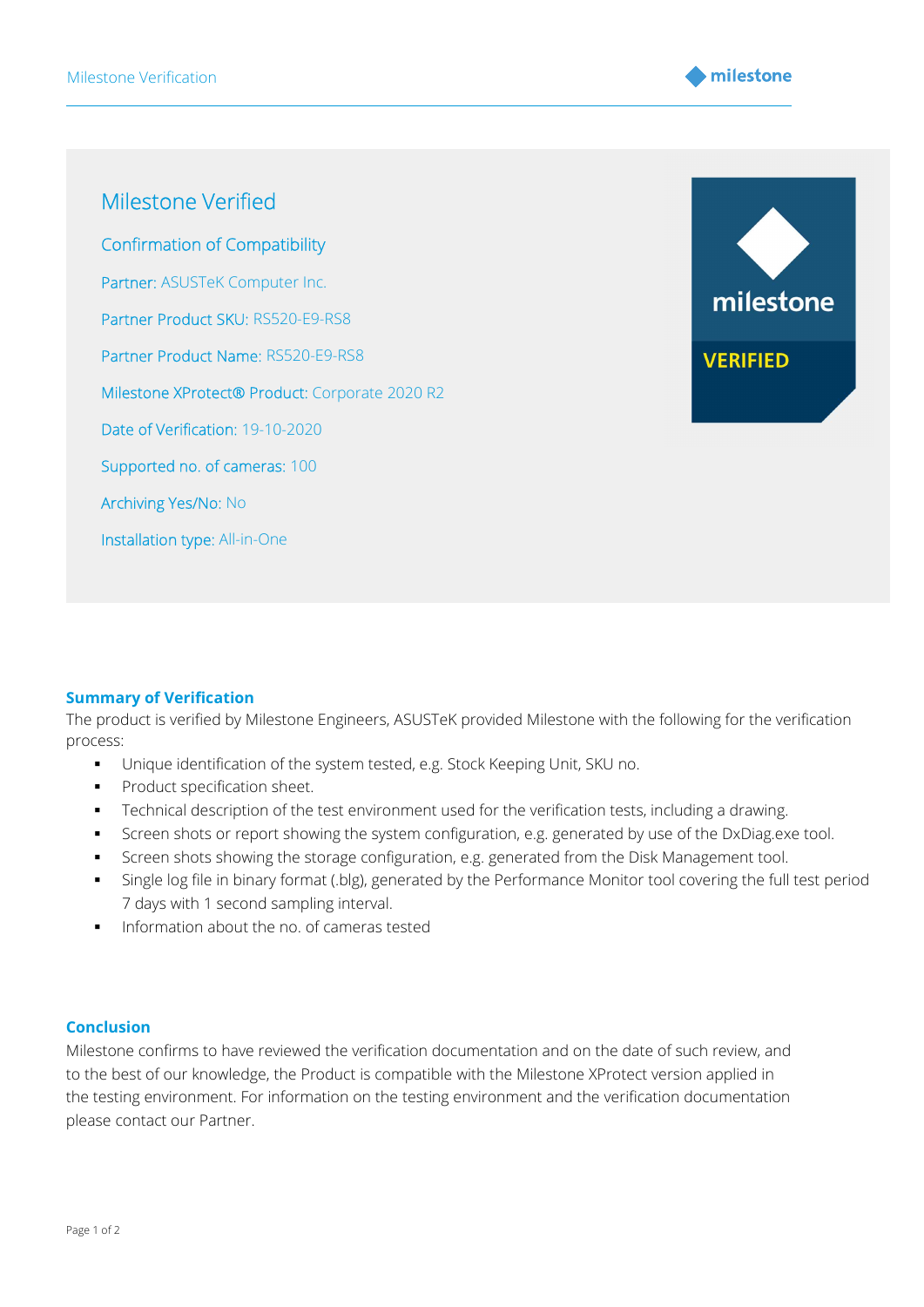# Milestone Verified

## Confirmation of Compatibility

Partner: ASUSTeK Computer Inc.

Partner Product SKU: RS520-E9-RS8

Partner Product Name: RS520-E9-RS8

Milestone XProtect® Product: Corporate 2020 R2

Date of Verification: 19-10-2020

Supported no. of cameras: 100

Archiving Yes/No: No

Installation type: All-in-One

**Summary of Verification**

The product is verified by Milestone Engineers, ASUSTeK provided Milestone with the following for the verification process:

- Unique identification of the system tested, e.g. Stock Keeping Unit, SKU no.
- Product specification sheet.
- Technical description of the test environment used for the verification tests, including a drawing.
- Screen shots or report showing the system configuration, e.g. generated by use of the DxDiag.exe tool.
- Screen shots showing the storage configuration, e.g. generated from the Disk Management tool.
- Single log file in binary format (.blg), generated by the Performance Monitor tool covering the full test period 7 days with 1 second sampling interval.
- Information about the no. of cameras tested

**Conclusion**

Milestone confirms to have reviewed the verification documentation and on the date of such review, and to the best of our knowledge, the Product is compatible with the Milestone XProtect version applied in the testing environment. For information on the testing environment and the verification documentation please contact our Partner.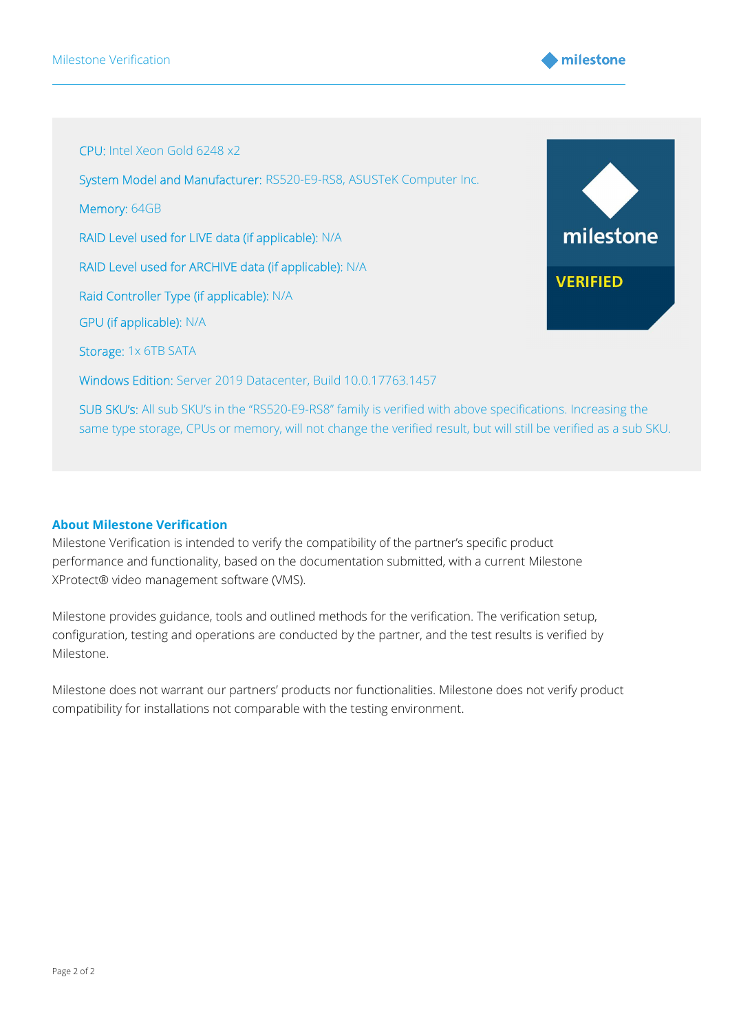CPU: Intel Xeon Gold 6248 x2

System Model and Manufacturer: RS520-E9-RS8, ASUSTeK Computer Inc.

Memory: 64GB

RAID Level used for LIVE data (if applicable): N/A

RAID Level used for ARCHIVE data (if applicable): N/A

Raid Controller Type (if applicable): N/A

GPU (if applicable): N/A

Storage: 1x 6TB SATA

Windows Edition: Server 2019 Datacenter, Build 10.0.17763.1457

SUB SKU's: All sub SKU's in the "RS520-E9-RS8" family is verified with above specifications. Increasing the same type storage, CPUs or memory, will not change the verified result, but will still be verified as a sub SKU.

milestone

VERIFIED

## About Milestone Verification

Milestone Verification is intended to verify the compatibility of the partner's specific product performance and functionality, based on the documentation submitted, with a current Milestone XProtect® video management software (VMS).

Milestone provides guidance, tools and outlined methods for the verification. The verification setup, configuration, testing and operations are conducted by the partner, and the test results is verified by Milestone.

Milestone does not warrant our partners' products nor functionalities. Milestone does not verify product compatibility for installations not comparable with the testing environment.